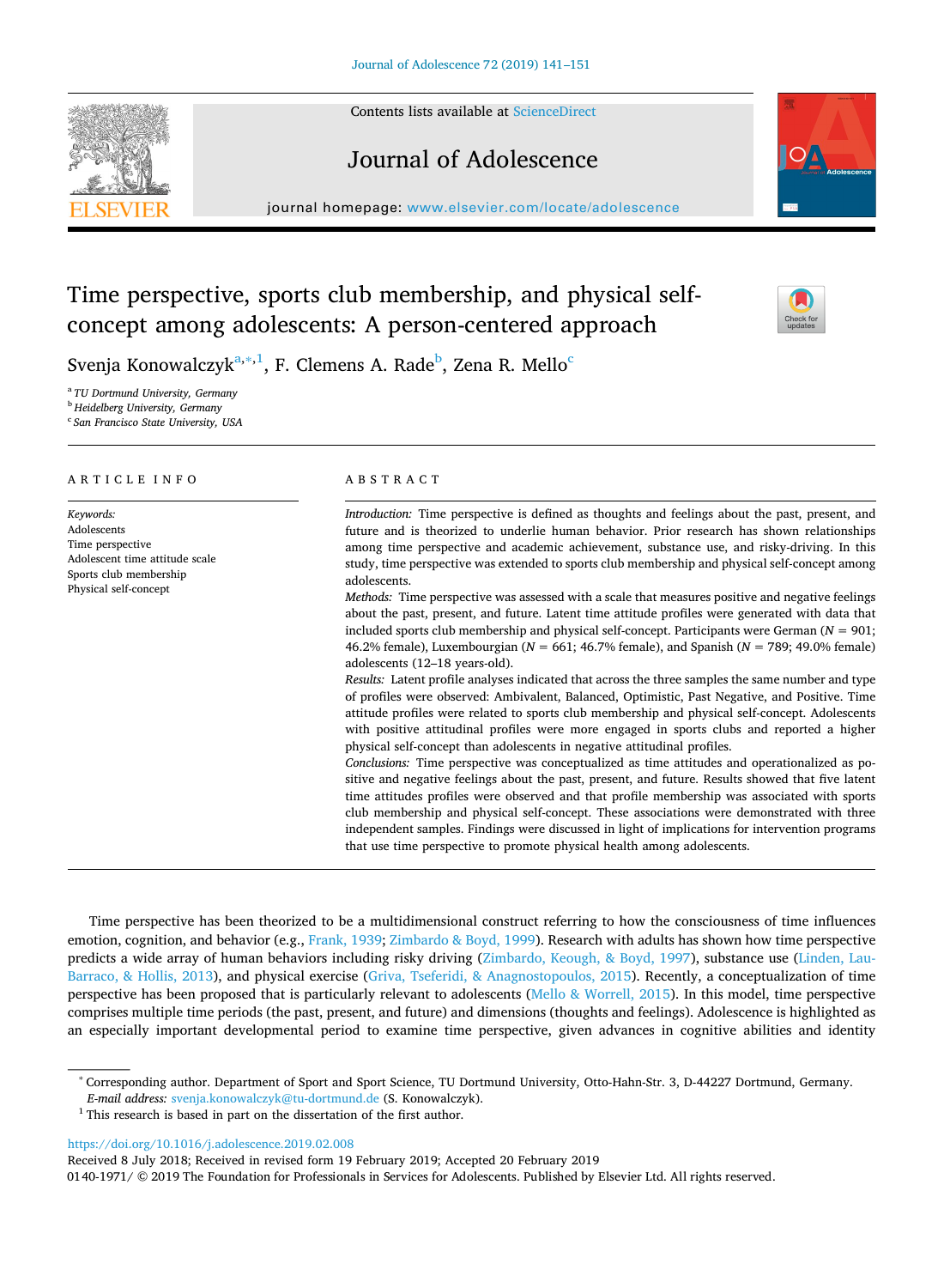# Time perspective, sports club membership, and physical self-concept among adolescents: A person-centered approach

Svenja Konowalczyk[a,*,1], F. Clemens A. Rade[b], Zena R. Mello[c]

[a] *TU Dortmund University, Germany*
[b] *Heidelberg University, Germany*
[c] *San Francisco State University, USA*

## ARTICLE INFO

*Keywords:*
Adolescents
Time perspective
Adolescent time attitude scale
Sports club membership
Physical self-concept

## ABSTRACT

*Introduction:* Time perspective is defined as thoughts and feelings about the past, present, and future and is theorized to underlie human behavior. Prior research has shown relationships among time perspective and academic achievement, substance use, and risky-driving. In this study, time perspective was extended to sports club membership and physical self-concept among adolescents.

*Methods:* Time perspective was assessed with a scale that measures positive and negative feelings about the past, present, and future. Latent time attitude profiles were generated with data that included sports club membership and physical self-concept. Participants were German ($N = 901$; 46.2% female), Luxembourgian ($N = 661$; 46.7% female), and Spanish ($N = 789$; 49.0% female) adolescents (12–18 years-old).

*Results:* Latent profile analyses indicated that across the three samples the same number and type of profiles were observed: Ambivalent, Balanced, Optimistic, Past Negative, and Positive. Time attitude profiles were related to sports club membership and physical self-concept. Adolescents with positive attitudinal profiles were more engaged in sports clubs and reported a higher physical self-concept than adolescents in negative attitudinal profiles.

*Conclusions:* Time perspective was conceptualized as time attitudes and operationalized as positive and negative feelings about the past, present, and future. Results showed that five latent time attitudes profiles were observed and that profile membership was associated with sports club membership and physical self-concept. These associations were demonstrated with three independent samples. Findings were discussed in light of implications for intervention programs that use time perspective to promote physical health among adolescents.

---

Time perspective has been theorized to be a multidimensional construct referring to how the consciousness of time influences emotion, cognition, and behavior (e.g., Frank, 1939; Zimbardo & Boyd, 1999). Research with adults has shown how time perspective predicts a wide array of human behaviors including risky driving (Zimbardo, Keough, & Boyd, 1997), substance use (Linden, Lau-Barraco, & Hollis, 2013), and physical exercise (Griva, Tseferidi, & Anagnostopoulos, 2015). Recently, a conceptualization of time perspective has been proposed that is particularly relevant to adolescents (Mello & Worrell, 2015). In this model, time perspective comprises multiple time periods (the past, present, and future) and dimensions (thoughts and feelings). Adolescence is highlighted as an especially important developmental period to examine time perspective, given advances in cognitive abilities and identity

---

[*] Corresponding author. Department of Sport and Sport Science, TU Dortmund University, Otto-Hahn-Str. 3, D-44227 Dortmund, Germany.
*E-mail address:* svenja.konowalczyk@tu-dortmund.de (S. Konowalczyk).
[1] This research is based in part on the dissertation of the first author.

https://doi.org/10.1016/j.adolescence.2019.02.008
Received 8 July 2018; Received in revised form 19 February 2019; Accepted 20 February 2019
0140-1971/ © 2019 The Foundation for Professionals in Services for Adolescents. Published by Elsevier Ltd. All rights reserved.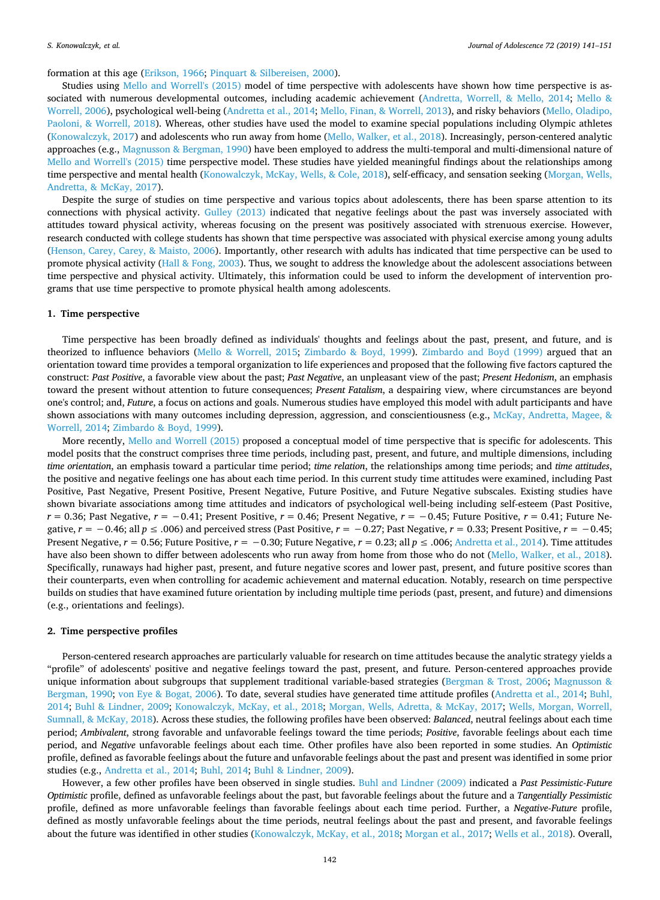formation at this age (Erikson, 1966; Pinquart & Silbereisen, 2000).

Studies using Mello and Worrell's (2015) model of time perspective with adolescents have shown how time perspective is associated with numerous developmental outcomes, including academic achievement (Andretta, Worrell, & Mello, 2014; Mello & Worrell, 2006), psychological well-being (Andretta et al., 2014; Mello, Finan, & Worrell, 2013), and risky behaviors (Mello, Oladipo, Paoloni, & Worrell, 2018). Whereas, other studies have used the model to examine special populations including Olympic athletes (Konowalczyk, 2017) and adolescents who run away from home (Mello, Walker, et al., 2018). Increasingly, person-centered analytic approaches (e.g., Magnusson & Bergman, 1990) have been employed to address the multi-temporal and multi-dimensional nature of Mello and Worrell's (2015) time perspective model. These studies have yielded meaningful findings about the relationships among time perspective and mental health (Konowalczyk, McKay, Wells, & Cole, 2018), self-efficacy, and sensation seeking (Morgan, Wells, Andretta, & McKay, 2017).

Despite the surge of studies on time perspective and various topics about adolescents, there has been sparse attention to its connections with physical activity. Gulley (2013) indicated that negative feelings about the past was inversely associated with attitudes toward physical activity, whereas focusing on the present was positively associated with strenuous exercise. However, research conducted with college students has shown that time perspective was associated with physical exercise among young adults (Henson, Carey, Carey, & Maisto, 2006). Importantly, other research with adults has indicated that time perspective can be used to promote physical activity (Hall & Fong, 2003). Thus, we sought to address the knowledge about the adolescent associations between time perspective and physical activity. Ultimately, this information could be used to inform the development of intervention programs that use time perspective to promote physical health among adolescents.

## 1. Time perspective

Time perspective has been broadly defined as individuals' thoughts and feelings about the past, present, and future, and is theorized to influence behaviors (Mello & Worrell, 2015; Zimbardo & Boyd, 1999). Zimbardo and Boyd (1999) argued that an orientation toward time provides a temporal organization to life experiences and proposed that the following five factors captured the construct: *Past Positive*, a favorable view about the past; *Past Negative*, an unpleasant view of the past; *Present Hedonism*, an emphasis toward the present without attention to future consequences; *Present Fatalism*, a despairing view, where circumstances are beyond one's control; and, *Future*, a focus on actions and goals. Numerous studies have employed this model with adult participants and have shown associations with many outcomes including depression, aggression, and conscientiousness (e.g., McKay, Andretta, Magee, & Worrell, 2014; Zimbardo & Boyd, 1999).

More recently, Mello and Worrell (2015) proposed a conceptual model of time perspective that is specific for adolescents. This model posits that the construct comprises three time periods, including past, present, and future, and multiple dimensions, including *time orientation*, an emphasis toward a particular time period; *time relation*, the relationships among time periods; and *time attitudes*, the positive and negative feelings one has about each time period. In this current study time attitudes were examined, including Past Positive, Past Negative, Present Positive, Present Negative, Future Positive, and Future Negative subscales. Existing studies have shown bivariate associations among time attitudes and indicators of psychological well-being including self-esteem (Past Positive, $r = 0.36$; Past Negative, $r = -0.41$; Present Positive, $r = 0.46$; Present Negative, $r = -0.45$; Future Positive, $r = 0.41$; Future Negative, $r = -0.46$; all $p \leq .006$) and perceived stress (Past Positive, $r = -0.27$; Past Negative, $r = 0.33$; Present Positive, $r = -0.45$; Present Negative, $r = 0.56$; Future Positive, $r = -0.30$; Future Negative, $r = 0.23$; all $p \leq .006$; Andretta et al., 2014). Time attitudes have also been shown to differ between adolescents who run away from home from those who do not (Mello, Walker, et al., 2018). Specifically, runaways had higher past, present, and future negative scores and lower past, present, and future positive scores than their counterparts, even when controlling for academic achievement and maternal education. Notably, research on time perspective builds on studies that have examined future orientation by including multiple time periods (past, present, and future) and dimensions (e.g., orientations and feelings).

## 2. Time perspective profiles

Person-centered research approaches are particularly valuable for research on time attitudes because the analytic strategy yields a "profile" of adolescents' positive and negative feelings toward the past, present, and future. Person-centered approaches provide unique information about subgroups that supplement traditional variable-based strategies (Bergman & Trost, 2006; Magnusson & Bergman, 1990; von Eye & Bogat, 2006). To date, several studies have generated time attitude profiles (Andretta et al., 2014; Buhl, 2014; Buhl & Lindner, 2009; Konowalczyk, McKay, et al., 2018; Morgan, Wells, Adretta, & McKay, 2017; Wells, Morgan, Worrell, Sumnall, & McKay, 2018). Across these studies, the following profiles have been observed: *Balanced*, neutral feelings about each time period; *Ambivalent*, strong favorable and unfavorable feelings toward the time periods; *Positive*, favorable feelings about each time period, and *Negative* unfavorable feelings about each time. Other profiles have also been reported in some studies. An *Optimistic* profile, defined as favorable feelings about the future and unfavorable feelings about the past and present was identified in some prior studies (e.g., Andretta et al., 2014; Buhl, 2014; Buhl & Lindner, 2009).

However, a few other profiles have been observed in single studies. Buhl and Lindner (2009) indicated a *Past Pessimistic-Future Optimistic* profile, defined as unfavorable feelings about the past, but favorable feelings about the future and a *Tangentially Pessimistic* profile, defined as more unfavorable feelings than favorable feelings about each time period. Further, a *Negative-Future* profile, defined as mostly unfavorable feelings about the time periods, neutral feelings about the past and present, and favorable feelings about the future was identified in other studies (Konowalczyk, McKay, et al., 2018; Morgan et al., 2017; Wells et al., 2018). Overall,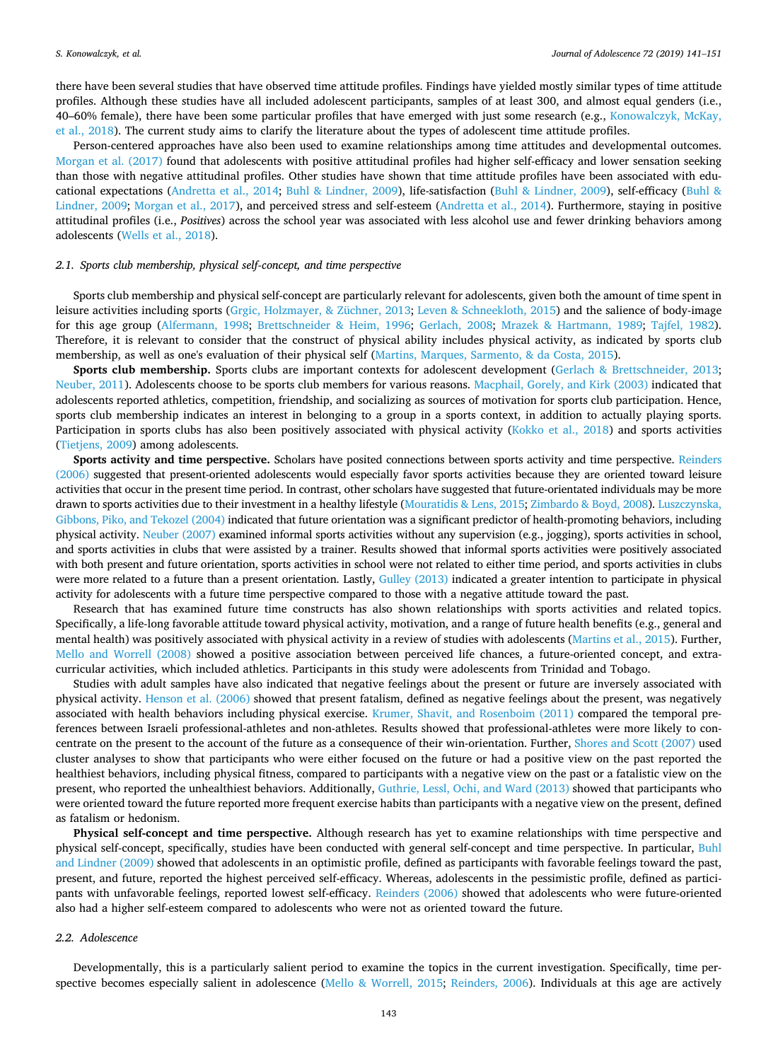there have been several studies that have observed time attitude profiles. Findings have yielded mostly similar types of time attitude profiles. Although these studies have all included adolescent participants, samples of at least 300, and almost equal genders (i.e., 40–60% female), there have been some particular profiles that have emerged with just some research (e.g., Konowalczyk, McKay, et al., 2018). The current study aims to clarify the literature about the types of adolescent time attitude profiles.

Person-centered approaches have also been used to examine relationships among time attitudes and developmental outcomes. Morgan et al. (2017) found that adolescents with positive attitudinal profiles had higher self-efficacy and lower sensation seeking than those with negative attitudinal profiles. Other studies have shown that time attitude profiles have been associated with educational expectations (Andretta et al., 2014; Buhl & Lindner, 2009), life-satisfaction (Buhl & Lindner, 2009), self-efficacy (Buhl & Lindner, 2009; Morgan et al., 2017), and perceived stress and self-esteem (Andretta et al., 2014). Furthermore, staying in positive attitudinal profiles (i.e., *Positives*) across the school year was associated with less alcohol use and fewer drinking behaviors among adolescents (Wells et al., 2018).

### 2.1. Sports club membership, physical self-concept, and time perspective

Sports club membership and physical self-concept are particularly relevant for adolescents, given both the amount of time spent in leisure activities including sports (Grgic, Holzmayer, & Züchner, 2013; Leven & Schneekloth, 2015) and the salience of body-image for this age group (Alfermann, 1998; Brettschneider & Heim, 1996; Gerlach, 2008; Mrazek & Hartmann, 1989; Tajfel, 1982). Therefore, it is relevant to consider that the construct of physical ability includes physical activity, as indicated by sports club membership, as well as one's evaluation of their physical self (Martins, Marques, Sarmento, & da Costa, 2015).

**Sports club membership.** Sports clubs are important contexts for adolescent development (Gerlach & Brettschneider, 2013; Neuber, 2011). Adolescents choose to be sports club members for various reasons. Macphail, Gorely, and Kirk (2003) indicated that adolescents reported athletics, competition, friendship, and socializing as sources of motivation for sports club participation. Hence, sports club membership indicates an interest in belonging to a group in a sports context, in addition to actually playing sports. Participation in sports clubs has also been positively associated with physical activity (Kokko et al., 2018) and sports activities (Tietjens, 2009) among adolescents.

**Sports activity and time perspective.** Scholars have posited connections between sports activity and time perspective. Reinders (2006) suggested that present-oriented adolescents would especially favor sports activities because they are oriented toward leisure activities that occur in the present time period. In contrast, other scholars have suggested that future-orientated individuals may be more drawn to sports activities due to their investment in a healthy lifestyle (Mouratidis & Lens, 2015; Zimbardo & Boyd, 2008). Luszczynska, Gibbons, Piko, and Tekozel (2004) indicated that future orientation was a significant predictor of health-promoting behaviors, including physical activity. Neuber (2007) examined informal sports activities without any supervision (e.g., jogging), sports activities in school, and sports activities in clubs that were assisted by a trainer. Results showed that informal sports activities were positively associated with both present and future orientation, sports activities in school were not related to either time period, and sports activities in clubs were more related to a future than a present orientation. Lastly, Gulley (2013) indicated a greater intention to participate in physical activity for adolescents with a future time perspective compared to those with a negative attitude toward the past.

Research that has examined future time constructs has also shown relationships with sports activities and related topics. Specifically, a life-long favorable attitude toward physical activity, motivation, and a range of future health benefits (e.g., general and mental health) was positively associated with physical activity in a review of studies with adolescents (Martins et al., 2015). Further, Mello and Worrell (2008) showed a positive association between perceived life chances, a future-oriented concept, and extracurricular activities, which included athletics. Participants in this study were adolescents from Trinidad and Tobago.

Studies with adult samples have also indicated that negative feelings about the present or future are inversely associated with physical activity. Henson et al. (2006) showed that present fatalism, defined as negative feelings about the present, was negatively associated with health behaviors including physical exercise. Krumer, Shavit, and Rosenboim (2011) compared the temporal preferences between Israeli professional-athletes and non-athletes. Results showed that professional-athletes were more likely to concentrate on the present to the account of the future as a consequence of their win-orientation. Further, Shores and Scott (2007) used cluster analyses to show that participants who were either focused on the future or had a positive view on the past reported the healthiest behaviors, including physical fitness, compared to participants with a negative view on the past or a fatalistic view on the present, who reported the unhealthiest behaviors. Additionally, Guthrie, Lessl, Ochi, and Ward (2013) showed that participants who were oriented toward the future reported more frequent exercise habits than participants with a negative view on the present, defined as fatalism or hedonism.

**Physical self-concept and time perspective.** Although research has yet to examine relationships with time perspective and physical self-concept, specifically, studies have been conducted with general self-concept and time perspective. In particular, Buhl and Lindner (2009) showed that adolescents in an optimistic profile, defined as participants with favorable feelings toward the past, present, and future, reported the highest perceived self-efficacy. Whereas, adolescents in the pessimistic profile, defined as participants with unfavorable feelings, reported lowest self-efficacy. Reinders (2006) showed that adolescents who were future-oriented also had a higher self-esteem compared to adolescents who were not as oriented toward the future.

### 2.2. Adolescence

Developmentally, this is a particularly salient period to examine the topics in the current investigation. Specifically, time perspective becomes especially salient in adolescence (Mello & Worrell, 2015; Reinders, 2006). Individuals at this age are actively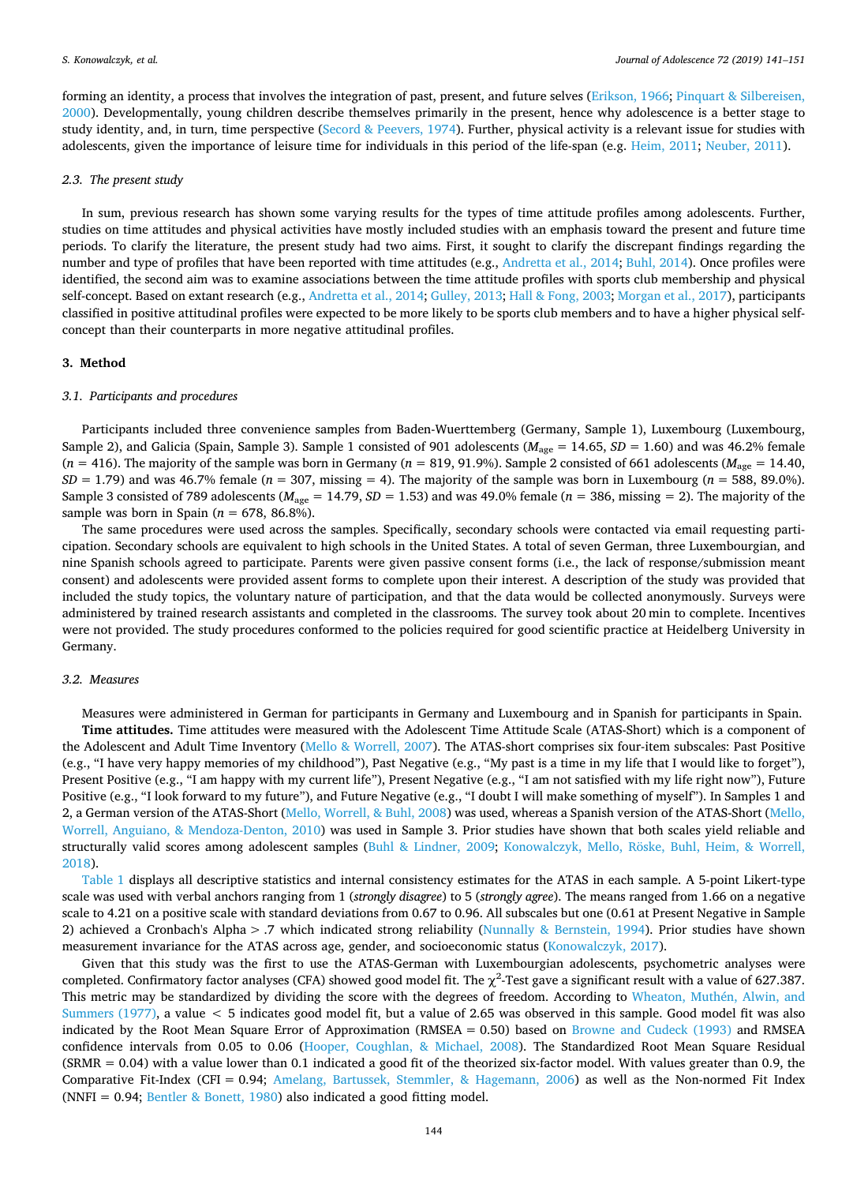forming an identity, a process that involves the integration of past, present, and future selves (Erikson, 1966; Pinquart & Silbereisen, 2000). Developmentally, young children describe themselves primarily in the present, hence why adolescence is a better stage to study identity, and, in turn, time perspective (Secord & Peevers, 1974). Further, physical activity is a relevant issue for studies with adolescents, given the importance of leisure time for individuals in this period of the life-span (e.g. Heim, 2011; Neuber, 2011).

### 2.3. The present study

In sum, previous research has shown some varying results for the types of time attitude profiles among adolescents. Further, studies on time attitudes and physical activities have mostly included studies with an emphasis toward the present and future time periods. To clarify the literature, the present study had two aims. First, it sought to clarify the discrepant findings regarding the number and type of profiles that have been reported with time attitudes (e.g., Andretta et al., 2014; Buhl, 2014). Once profiles were identified, the second aim was to examine associations between the time attitude profiles with sports club membership and physical self-concept. Based on extant research (e.g., Andretta et al., 2014; Gulley, 2013; Hall & Fong, 2003; Morgan et al., 2017), participants classified in positive attitudinal profiles were expected to be more likely to be sports club members and to have a higher physical self-concept than their counterparts in more negative attitudinal profiles.

## 3. Method

### 3.1. Participants and procedures

Participants included three convenience samples from Baden-Wuerttemberg (Germany, Sample 1), Luxembourg (Luxembourg, Sample 2), and Galicia (Spain, Sample 3). Sample 1 consisted of 901 adolescents ($M_{age}$ = 14.65, *SD* = 1.60) and was 46.2% female (*n* = 416). The majority of the sample was born in Germany (*n* = 819, 91.9%). Sample 2 consisted of 661 adolescents ($M_{age}$ = 14.40, *SD* = 1.79) and was 46.7% female (*n* = 307, missing = 4). The majority of the sample was born in Luxembourg (*n* = 588, 89.0%). Sample 3 consisted of 789 adolescents ($M_{age}$ = 14.79, *SD* = 1.53) and was 49.0% female (*n* = 386, missing = 2). The majority of the sample was born in Spain (*n* = 678, 86.8%).

The same procedures were used across the samples. Specifically, secondary schools were contacted via email requesting participation. Secondary schools are equivalent to high schools in the United States. A total of seven German, three Luxembourgian, and nine Spanish schools agreed to participate. Parents were given passive consent forms (i.e., the lack of response/submission meant consent) and adolescents were provided assent forms to complete upon their interest. A description of the study was provided that included the study topics, the voluntary nature of participation, and that the data would be collected anonymously. Surveys were administered by trained research assistants and completed in the classrooms. The survey took about 20 min to complete. Incentives were not provided. The study procedures conformed to the policies required for good scientific practice at Heidelberg University in Germany.

### 3.2. Measures

Measures were administered in German for participants in Germany and Luxembourg and in Spanish for participants in Spain.

**Time attitudes.** Time attitudes were measured with the Adolescent Time Attitude Scale (ATAS-Short) which is a component of the Adolescent and Adult Time Inventory (Mello & Worrell, 2007). The ATAS-short comprises six four-item subscales: Past Positive (e.g., "I have very happy memories of my childhood"), Past Negative (e.g., "My past is a time in my life that I would like to forget"), Present Positive (e.g., "I am happy with my current life"), Present Negative (e.g., "I am not satisfied with my life right now"), Future Positive (e.g., "I look forward to my future"), and Future Negative (e.g., "I doubt I will make something of myself"). In Samples 1 and 2, a German version of the ATAS-Short (Mello, Worrell, & Buhl, 2008) was used, whereas a Spanish version of the ATAS-Short (Mello, Worrell, Anguiano, & Mendoza-Denton, 2010) was used in Sample 3. Prior studies have shown that both scales yield reliable and structurally valid scores among adolescent samples (Buhl & Lindner, 2009; Konowalczyk, Mello, Röske, Buhl, Heim, & Worrell, 2018).

Table 1 displays all descriptive statistics and internal consistency estimates for the ATAS in each sample. A 5-point Likert-type scale was used with verbal anchors ranging from 1 (*strongly disagree*) to 5 (*strongly agree*). The means ranged from 1.66 on a negative scale to 4.21 on a positive scale with standard deviations from 0.67 to 0.96. All subscales but one (0.61 at Present Negative in Sample 2) achieved a Cronbach's Alpha > .7 which indicated strong reliability (Nunnally & Bernstein, 1994). Prior studies have shown measurement invariance for the ATAS across age, gender, and socioeconomic status (Konowalczyk, 2017).

Given that this study was the first to use the ATAS-German with Luxembourgian adolescents, psychometric analyses were completed. Confirmatory factor analyses (CFA) showed good model fit. The $\chi^2$-Test gave a significant result with a value of 627.387. This metric may be standardized by dividing the score with the degrees of freedom. According to Wheaton, Muthén, Alwin, and Summers (1977), a value < 5 indicates good model fit, but a value of 2.65 was observed in this sample. Good model fit was also indicated by the Root Mean Square Error of Approximation (RMSEA = 0.50) based on Browne and Cudeck (1993) and RMSEA confidence intervals from 0.05 to 0.06 (Hooper, Coughlan, & Michael, 2008). The Standardized Root Mean Square Residual (SRMR = 0.04) with a value lower than 0.1 indicated a good fit of the theorized six-factor model. With values greater than 0.9, the Comparative Fit-Index (CFI = 0.94; Amelang, Bartussek, Stemmler, & Hagemann, 2006) as well as the Non-normed Fit Index (NNFI = 0.94; Bentler & Bonett, 1980) also indicated a good fitting model.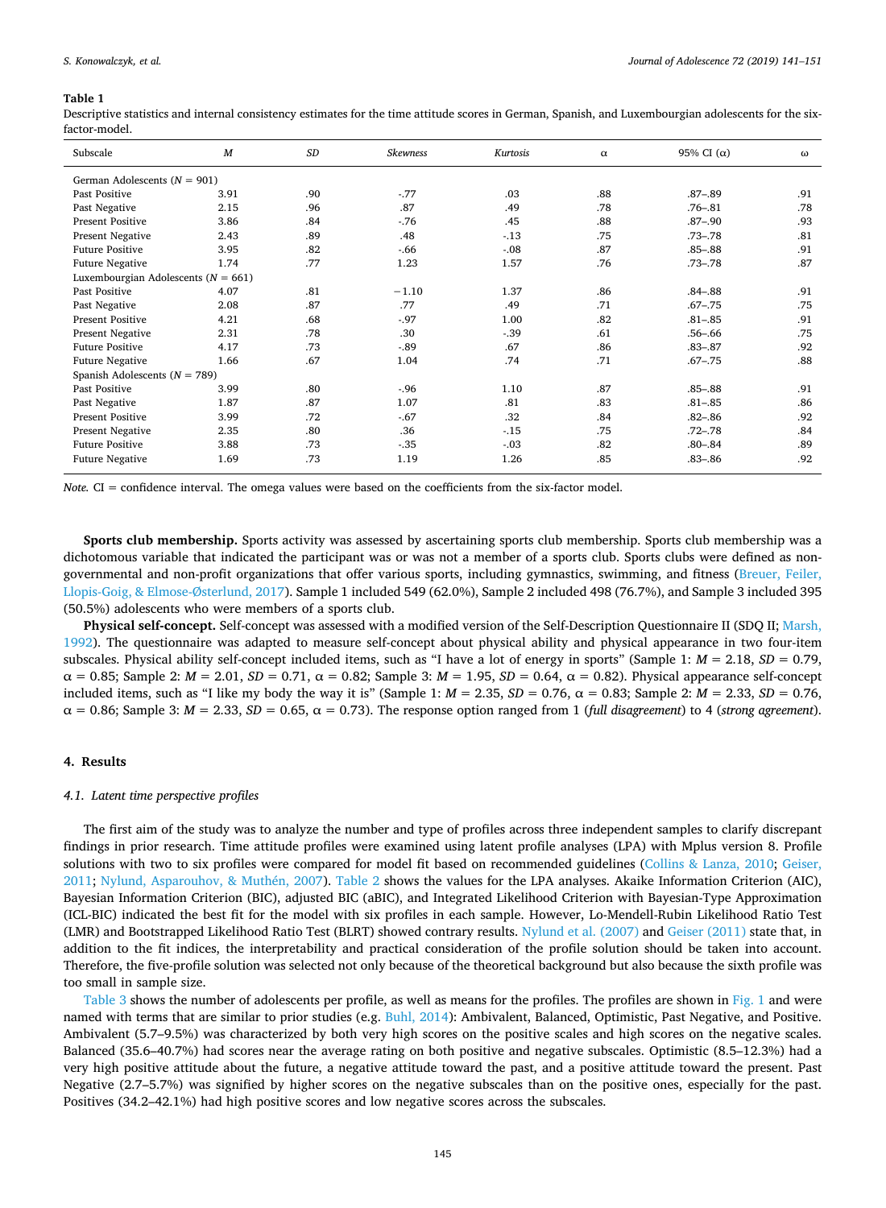**Table 1**

Descriptive statistics and internal consistency estimates for the time attitude scores in German, Spanish, and Luxembourgian adolescents for the six-factor-model.

| Subscale | *M* | *SD* | *Skewness* | *Kurtosis* | α | 95% CI (α) | ω |
|---|---|---|---|---|---|---|---|
| German Adolescents (*N* = 901) | | | | | | | |
| Past Positive | 3.91 | .90 | -.77 | .03 | .88 | .87–.89 | .91 |
| Past Negative | 2.15 | .96 | .87 | .49 | .78 | .76–.81 | .78 |
| Present Positive | 3.86 | .84 | -.76 | .45 | .88 | .87–.90 | .93 |
| Present Negative | 2.43 | .89 | .48 | -.13 | .75 | .73–.78 | .81 |
| Future Positive | 3.95 | .82 | -.66 | -.08 | .87 | .85–.88 | .91 |
| Future Negative | 1.74 | .77 | 1.23 | 1.57 | .76 | .73–.78 | .87 |
| Luxembourgian Adolescents (*N* = 661) | | | | | | | |
| Past Positive | 4.07 | .81 | −1.10 | 1.37 | .86 | .84–.88 | .91 |
| Past Negative | 2.08 | .87 | .77 | .49 | .71 | .67–.75 | .75 |
| Present Positive | 4.21 | .68 | -.97 | 1.00 | .82 | .81–.85 | .91 |
| Present Negative | 2.31 | .78 | .30 | -.39 | .61 | .56–.66 | .75 |
| Future Positive | 4.17 | .73 | -.89 | .67 | .86 | .83–.87 | .92 |
| Future Negative | 1.66 | .67 | 1.04 | .74 | .71 | .67–.75 | .88 |
| Spanish Adolescents (*N* = 789) | | | | | | | |
| Past Positive | 3.99 | .80 | -.96 | 1.10 | .87 | .85–.88 | .91 |
| Past Negative | 1.87 | .87 | 1.07 | .81 | .83 | .81–.85 | .86 |
| Present Positive | 3.99 | .72 | -.67 | .32 | .84 | .82–.86 | .92 |
| Present Negative | 2.35 | .80 | .36 | -.15 | .75 | .72–.78 | .84 |
| Future Positive | 3.88 | .73 | -.35 | -.03 | .82 | .80–.84 | .89 |
| Future Negative | 1.69 | .73 | 1.19 | 1.26 | .85 | .83–.86 | .92 |

*Note.* CI = confidence interval. The omega values were based on the coefficients from the six-factor model.

**Sports club membership.** Sports activity was assessed by ascertaining sports club membership. Sports club membership was a dichotomous variable that indicated the participant was or was not a member of a sports club. Sports clubs were defined as non-governmental and non-profit organizations that offer various sports, including gymnastics, swimming, and fitness (Breuer, Feiler, Llopis-Goig, & Elmose-Østerlund, 2017). Sample 1 included 549 (62.0%), Sample 2 included 498 (76.7%), and Sample 3 included 395 (50.5%) adolescents who were members of a sports club.

**Physical self-concept.** Self-concept was assessed with a modified version of the Self-Description Questionnaire II (SDQ II; Marsh, 1992). The questionnaire was adapted to measure self-concept about physical ability and physical appearance in two four-item subscales. Physical ability self-concept included items, such as "I have a lot of energy in sports" (Sample 1: $M = 2.18$, $SD = 0.79$, $\alpha = 0.85$; Sample 2: $M = 2.01$, $SD = 0.71$, $\alpha = 0.82$; Sample 3: $M = 1.95$, $SD = 0.64$, $\alpha = 0.82$). Physical appearance self-concept included items, such as "I like my body the way it is" (Sample 1: $M = 2.35$, $SD = 0.76$, $\alpha = 0.83$; Sample 2: $M = 2.33$, $SD = 0.76$, $\alpha = 0.86$; Sample 3: $M = 2.33$, $SD = 0.65$, $\alpha = 0.73$). The response option ranged from 1 (*full disagreement*) to 4 (*strong agreement*).

## 4. Results

### 4.1. Latent time perspective profiles

The first aim of the study was to analyze the number and type of profiles across three independent samples to clarify discrepant findings in prior research. Time attitude profiles were examined using latent profile analyses (LPA) with Mplus version 8. Profile solutions with two to six profiles were compared for model fit based on recommended guidelines (Collins & Lanza, 2010; Geiser, 2011; Nylund, Asparouhov, & Muthén, 2007). Table 2 shows the values for the LPA analyses. Akaike Information Criterion (AIC), Bayesian Information Criterion (BIC), adjusted BIC (aBIC), and Integrated Likelihood Criterion with Bayesian-Type Approximation (ICL-BIC) indicated the best fit for the model with six profiles in each sample. However, Lo-Mendell-Rubin Likelihood Ratio Test (LMR) and Bootstrapped Likelihood Ratio Test (BLRT) showed contrary results. Nylund et al. (2007) and Geiser (2011) state that, in addition to the fit indices, the interpretability and practical consideration of the profile solution should be taken into account. Therefore, the five-profile solution was selected not only because of the theoretical background but also because the sixth profile was too small in sample size.

Table 3 shows the number of adolescents per profile, as well as means for the profiles. The profiles are shown in Fig. 1 and were named with terms that are similar to prior studies (e.g. Buhl, 2014): Ambivalent, Balanced, Optimistic, Past Negative, and Positive. Ambivalent (5.7–9.5%) was characterized by both very high scores on the positive scales and high scores on the negative scales. Balanced (35.6–40.7%) had scores near the average rating on both positive and negative subscales. Optimistic (8.5–12.3%) had a very high positive attitude about the future, a negative attitude toward the past, and a positive attitude toward the present. Past Negative (2.7–5.7%) was signified by higher scores on the negative subscales than on the positive ones, especially for the past. Positives (34.2–42.1%) had high positive scores and low negative scores across the subscales.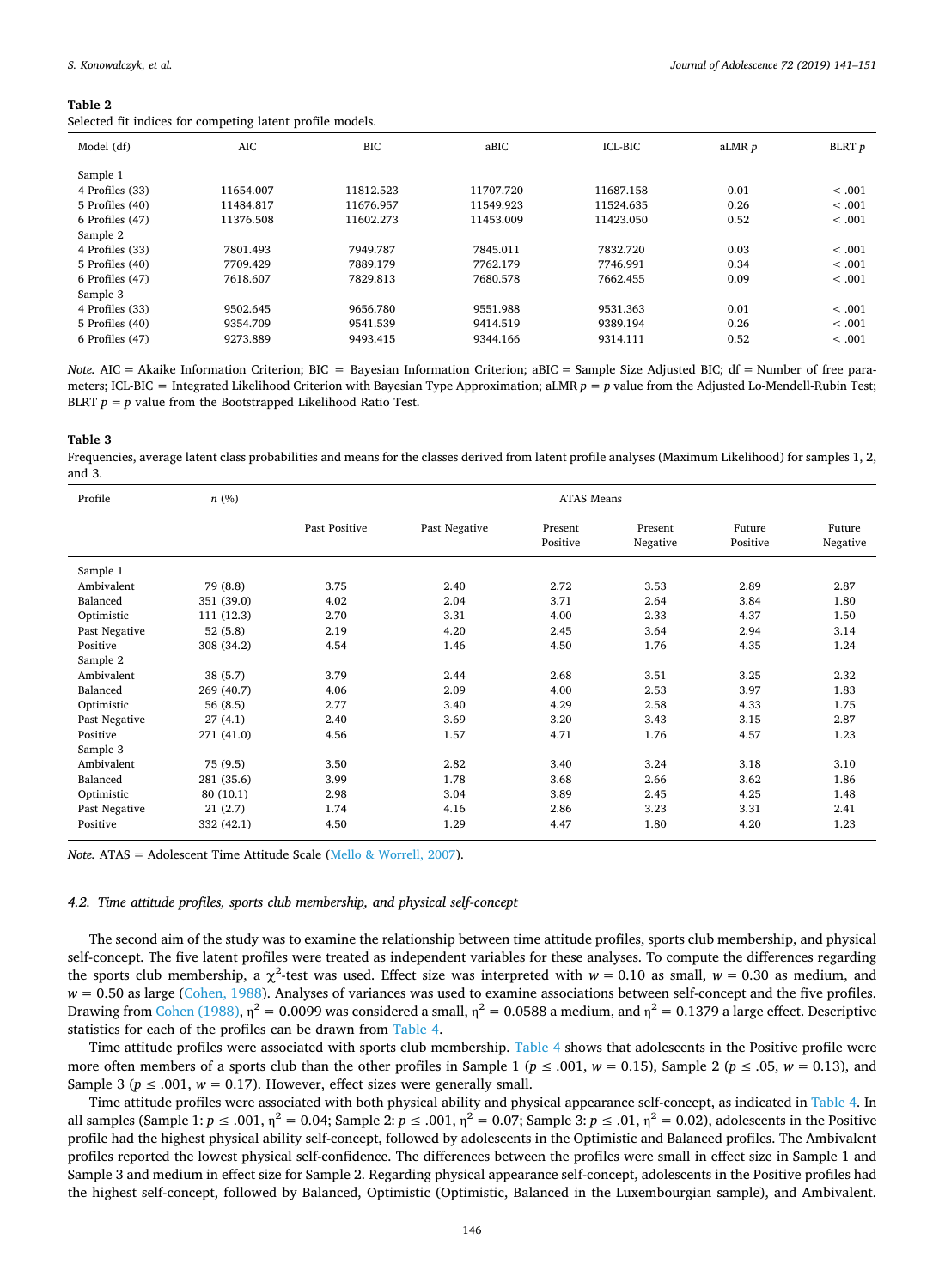**Table 2**
Selected fit indices for competing latent profile models.

| Model (df) | AIC | BIC | aBIC | ICL-BIC | aLMR *p* | BLRT *p* |
|---|---|---|---|---|---|---|
| Sample 1 | | | | | | |
| 4 Profiles (33) | 11654.007 | 11812.523 | 11707.720 | 11687.158 | 0.01 | < .001 |
| 5 Profiles (40) | 11484.817 | 11676.957 | 11549.923 | 11524.635 | 0.26 | < .001 |
| 6 Profiles (47) | 11376.508 | 11602.273 | 11453.009 | 11423.050 | 0.52 | < .001 |
| Sample 2 | | | | | | |
| 4 Profiles (33) | 7801.493 | 7949.787 | 7845.011 | 7832.720 | 0.03 | < .001 |
| 5 Profiles (40) | 7709.429 | 7889.179 | 7762.179 | 7746.991 | 0.34 | < .001 |
| 6 Profiles (47) | 7618.607 | 7829.813 | 7680.578 | 7662.455 | 0.09 | < .001 |
| Sample 3 | | | | | | |
| 4 Profiles (33) | 9502.645 | 9656.780 | 9551.988 | 9531.363 | 0.01 | < .001 |
| 5 Profiles (40) | 9354.709 | 9541.539 | 9414.519 | 9389.194 | 0.26 | < .001 |
| 6 Profiles (47) | 9273.889 | 9493.415 | 9344.166 | 9314.111 | 0.52 | < .001 |

*Note.* AIC = Akaike Information Criterion; BIC = Bayesian Information Criterion; aBIC = Sample Size Adjusted BIC; df = Number of free parameters; ICL-BIC = Integrated Likelihood Criterion with Bayesian Type Approximation; aLMR *p* = *p* value from the Adjusted Lo-Mendell-Rubin Test; BLRT *p* = *p* value from the Bootstrapped Likelihood Ratio Test.

**Table 3**
Frequencies, average latent class probabilities and means for the classes derived from latent profile analyses (Maximum Likelihood) for samples 1, 2, and 3.

| Profile | *n* (%) | ATAS Means | | | | | |
|---|---|---|---|---|---|---|---|
| | | Past Positive | Past Negative | Present Positive | Present Negative | Future Positive | Future Negative |
| Sample 1 | | | | | | | |
| Ambivalent | 79 (8.8) | 3.75 | 2.40 | 2.72 | 3.53 | 2.89 | 2.87 |
| Balanced | 351 (39.0) | 4.02 | 2.04 | 3.71 | 2.64 | 3.84 | 1.80 |
| Optimistic | 111 (12.3) | 2.70 | 3.31 | 4.00 | 2.33 | 4.37 | 1.50 |
| Past Negative | 52 (5.8) | 2.19 | 4.20 | 2.45 | 3.64 | 2.94 | 3.14 |
| Positive | 308 (34.2) | 4.54 | 1.46 | 4.50 | 1.76 | 4.35 | 1.24 |
| Sample 2 | | | | | | | |
| Ambivalent | 38 (5.7) | 3.79 | 2.44 | 2.68 | 3.51 | 3.25 | 2.32 |
| Balanced | 269 (40.7) | 4.06 | 2.09 | 4.00 | 2.53 | 3.97 | 1.83 |
| Optimistic | 56 (8.5) | 2.77 | 3.40 | 4.29 | 2.58 | 4.33 | 1.75 |
| Past Negative | 27 (4.1) | 2.40 | 3.69 | 3.20 | 3.43 | 3.15 | 2.87 |
| Positive | 271 (41.0) | 4.56 | 1.57 | 4.71 | 1.76 | 4.57 | 1.23 |
| Sample 3 | | | | | | | |
| Ambivalent | 75 (9.5) | 3.50 | 2.82 | 3.40 | 3.24 | 3.18 | 3.10 |
| Balanced | 281 (35.6) | 3.99 | 1.78 | 3.68 | 2.66 | 3.62 | 1.86 |
| Optimistic | 80 (10.1) | 2.98 | 3.04 | 3.89 | 2.45 | 4.25 | 1.48 |
| Past Negative | 21 (2.7) | 1.74 | 4.16 | 2.86 | 3.23 | 3.31 | 2.41 |
| Positive | 332 (42.1) | 4.50 | 1.29 | 4.47 | 1.80 | 4.20 | 1.23 |

*Note.* ATAS = Adolescent Time Attitude Scale (Mello & Worrell, 2007).

### 4.2. Time attitude profiles, sports club membership, and physical self-concept

The second aim of the study was to examine the relationship between time attitude profiles, sports club membership, and physical self-concept. The five latent profiles were treated as independent variables for these analyses. To compute the differences regarding the sports club membership, a $\chi^2$-test was used. Effect size was interpreted with $w = 0.10$ as small, $w = 0.30$ as medium, and $w = 0.50$ as large (Cohen, 1988). Analyses of variances was used to examine associations between self-concept and the five profiles. Drawing from Cohen (1988), $\eta^2 = 0.0099$ was considered a small, $\eta^2 = 0.0588$ a medium, and $\eta^2 = 0.1379$ a large effect. Descriptive statistics for each of the profiles can be drawn from Table 4.

Time attitude profiles were associated with sports club membership. Table 4 shows that adolescents in the Positive profile were more often members of a sports club than the other profiles in Sample 1 ($p \leq .001$, $w = 0.15$), Sample 2 ($p \leq .05$, $w = 0.13$), and Sample 3 ($p \leq .001$, $w = 0.17$). However, effect sizes were generally small.

Time attitude profiles were associated with both physical ability and physical appearance self-concept, as indicated in Table 4. In all samples (Sample 1: $p \leq .001$, $\eta^2 = 0.04$; Sample 2: $p \leq .001$, $\eta^2 = 0.07$; Sample 3: $p \leq .01$, $\eta^2 = 0.02$), adolescents in the Positive profile had the highest physical ability self-concept, followed by adolescents in the Optimistic and Balanced profiles. The Ambivalent profiles reported the lowest physical self-confidence. The differences between the profiles were small in effect size in Sample 1 and Sample 3 and medium in effect size for Sample 2. Regarding physical appearance self-concept, adolescents in the Positive profiles had the highest self-concept, followed by Balanced, Optimistic (Optimistic, Balanced in the Luxembourgian sample), and Ambivalent.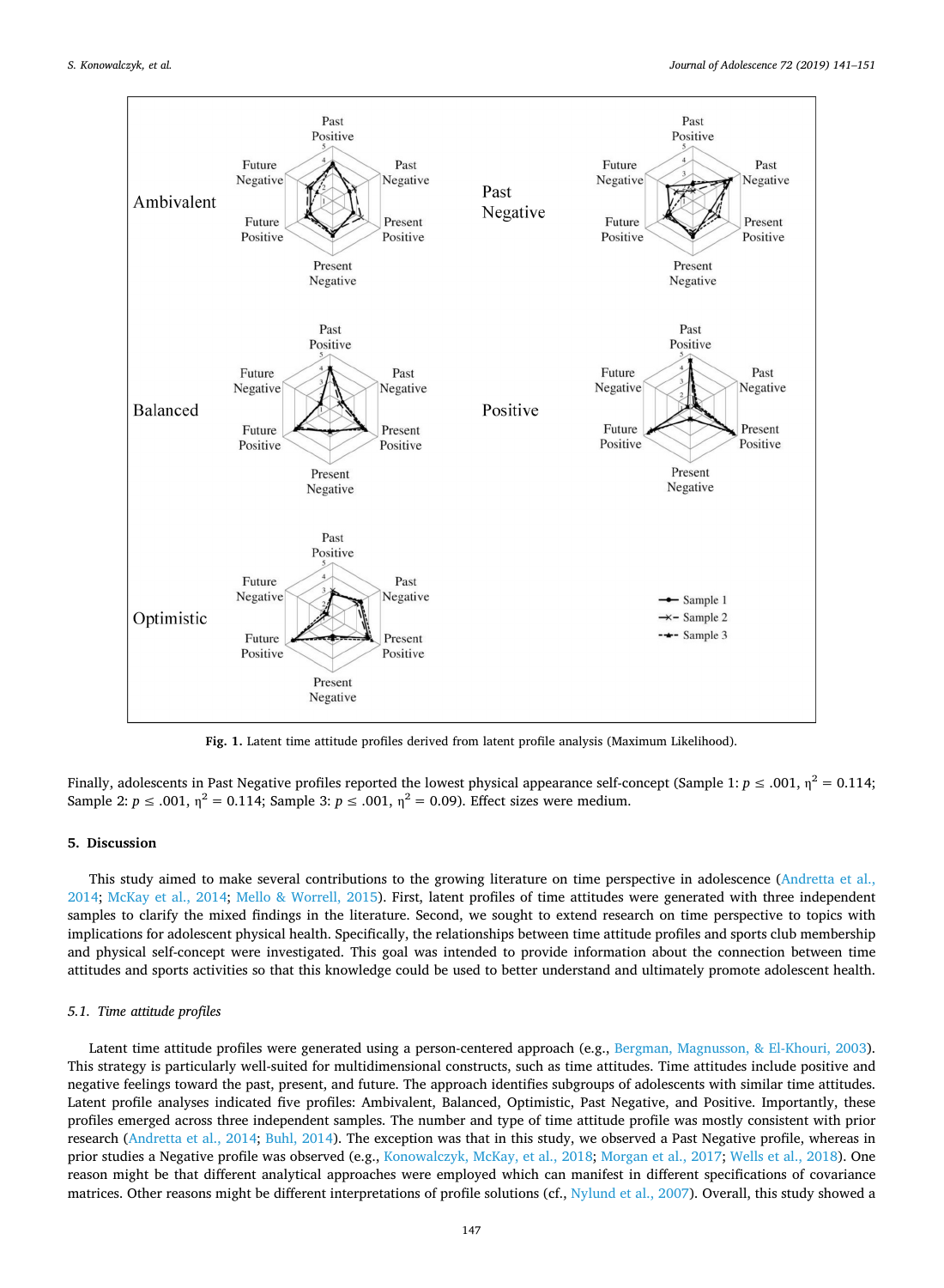**Fig. 1.** Latent time attitude profiles derived from latent profile analysis (Maximum Likelihood).

Finally, adolescents in Past Negative profiles reported the lowest physical appearance self-concept (Sample 1: $p \leq .001$, $\eta^2 = 0.114$; Sample 2: $p \leq .001$, $\eta^2 = 0.114$; Sample 3: $p \leq .001$, $\eta^2 = 0.09$). Effect sizes were medium.

## 5. Discussion

This study aimed to make several contributions to the growing literature on time perspective in adolescence (Andretta et al., 2014; McKay et al., 2014; Mello & Worrell, 2015). First, latent profiles of time attitudes were generated with three independent samples to clarify the mixed findings in the literature. Second, we sought to extend research on time perspective to topics with implications for adolescent physical health. Specifically, the relationships between time attitude profiles and sports club membership and physical self-concept were investigated. This goal was intended to provide information about the connection between time attitudes and sports activities so that this knowledge could be used to better understand and ultimately promote adolescent health.

### 5.1. Time attitude profiles

Latent time attitude profiles were generated using a person-centered approach (e.g., Bergman, Magnusson, & El-Khouri, 2003). This strategy is particularly well-suited for multidimensional constructs, such as time attitudes. Time attitudes include positive and negative feelings toward the past, present, and future. The approach identifies subgroups of adolescents with similar time attitudes. Latent profile analyses indicated five profiles: Ambivalent, Balanced, Optimistic, Past Negative, and Positive. Importantly, these profiles emerged across three independent samples. The number and type of time attitude profile was mostly consistent with prior research (Andretta et al., 2014; Buhl, 2014). The exception was that in this study, we observed a Past Negative profile, whereas in prior studies a Negative profile was observed (e.g., Konowalczyk, McKay, et al., 2018; Morgan et al., 2017; Wells et al., 2018). One reason might be that different analytical approaches were employed which can manifest in different specifications of covariance matrices. Other reasons might be different interpretations of profile solutions (cf., Nylund et al., 2007). Overall, this study showed a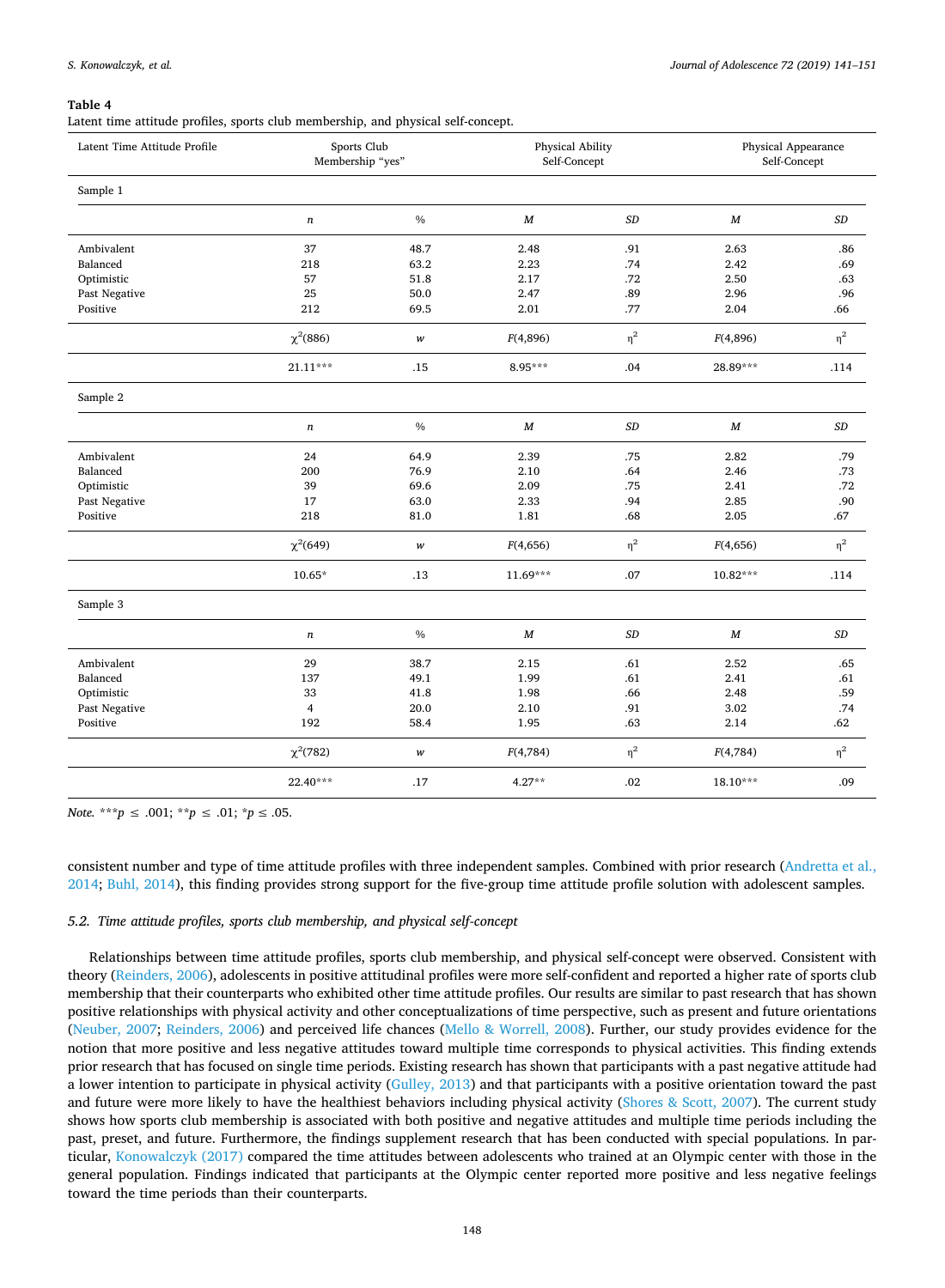**Table 4**
Latent time attitude profiles, sports club membership, and physical self-concept.

| Latent Time Attitude Profile | Sports Club Membership "yes" | | Physical Ability Self-Concept | | Physical Appearance Self-Concept | |
|---|---|---|---|---|---|---|
| Sample 1 | | | | | | |
| | *n* | % | *M* | *SD* | *M* | *SD* |
| Ambivalent | 37 | 48.7 | 2.48 | .91 | 2.63 | .86 |
| Balanced | 218 | 63.2 | 2.23 | .74 | 2.42 | .69 |
| Optimistic | 57 | 51.8 | 2.17 | .72 | 2.50 | .63 |
| Past Negative | 25 | 50.0 | 2.47 | .89 | 2.96 | .96 |
| Positive | 212 | 69.5 | 2.01 | .77 | 2.04 | .66 |
| | $\chi^2(886)$ | *w* | *F*(4,896) | $\eta^2$ | *F*(4,896) | $\eta^2$ |
| | 21.11*** | .15 | 8.95*** | .04 | 28.89*** | .114 |
| Sample 2 | | | | | | |
| | *n* | % | *M* | *SD* | *M* | *SD* |
| Ambivalent | 24 | 64.9 | 2.39 | .75 | 2.82 | .79 |
| Balanced | 200 | 76.9 | 2.10 | .64 | 2.46 | .73 |
| Optimistic | 39 | 69.6 | 2.09 | .75 | 2.41 | .72 |
| Past Negative | 17 | 63.0 | 2.33 | .94 | 2.85 | .90 |
| Positive | 218 | 81.0 | 1.81 | .68 | 2.05 | .67 |
| | $\chi^2(649)$ | *w* | *F*(4,656) | $\eta^2$ | *F*(4,656) | $\eta^2$ |
| | 10.65* | .13 | 11.69*** | .07 | 10.82*** | .114 |
| Sample 3 | | | | | | |
| | *n* | % | *M* | *SD* | *M* | *SD* |
| Ambivalent | 29 | 38.7 | 2.15 | .61 | 2.52 | .65 |
| Balanced | 137 | 49.1 | 1.99 | .61 | 2.41 | .61 |
| Optimistic | 33 | 41.8 | 1.98 | .66 | 2.48 | .59 |
| Past Negative | 4 | 20.0 | 2.10 | .91 | 3.02 | .74 |
| Positive | 192 | 58.4 | 1.95 | .63 | 2.14 | .62 |
| | $\chi^2(782)$ | *w* | *F*(4,784) | $\eta^2$ | *F*(4,784) | $\eta^2$ |
| | 22.40*** | .17 | 4.27** | .02 | 18.10*** | .09 |

*Note.* ***$p \le .001$; **$p \le .01$; *$p \le .05$.

consistent number and type of time attitude profiles with three independent samples. Combined with prior research (Andretta et al., 2014; Buhl, 2014), this finding provides strong support for the five-group time attitude profile solution with adolescent samples.

### *5.2. Time attitude profiles, sports club membership, and physical self-concept*

Relationships between time attitude profiles, sports club membership, and physical self-concept were observed. Consistent with theory (Reinders, 2006), adolescents in positive attitudinal profiles were more self-confident and reported a higher rate of sports club membership that their counterparts who exhibited other time attitude profiles. Our results are similar to past research that has shown positive relationships with physical activity and other conceptualizations of time perspective, such as present and future orientations (Neuber, 2007; Reinders, 2006) and perceived life chances (Mello & Worrell, 2008). Further, our study provides evidence for the notion that more positive and less negative attitudes toward multiple time corresponds to physical activities. This finding extends prior research that has focused on single time periods. Existing research has shown that participants with a past negative attitude had a lower intention to participate in physical activity (Gulley, 2013) and that participants with a positive orientation toward the past and future were more likely to have the healthiest behaviors including physical activity (Shores & Scott, 2007). The current study shows how sports club membership is associated with both positive and negative attitudes and multiple time periods including the past, preset, and future. Furthermore, the findings supplement research that has been conducted with special populations. In particular, Konowalczyk (2017) compared the time attitudes between adolescents who trained at an Olympic center with those in the general population. Findings indicated that participants at the Olympic center reported more positive and less negative feelings toward the time periods than their counterparts.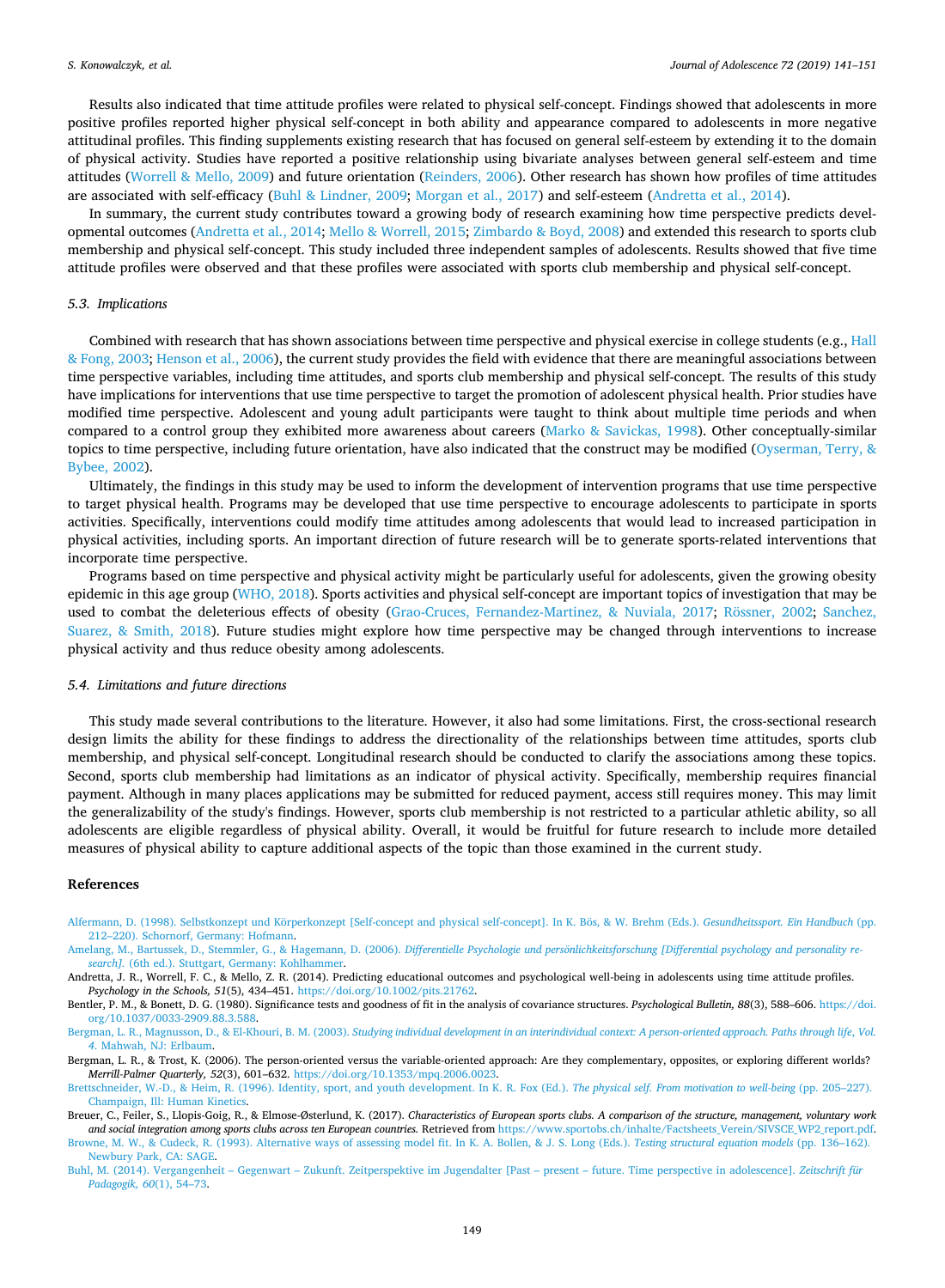Results also indicated that time attitude profiles were related to physical self-concept. Findings showed that adolescents in more positive profiles reported higher physical self-concept in both ability and appearance compared to adolescents in more negative attitudinal profiles. This finding supplements existing research that has focused on general self-esteem by extending it to the domain of physical activity. Studies have reported a positive relationship using bivariate analyses between general self-esteem and time attitudes (Worrell & Mello, 2009) and future orientation (Reinders, 2006). Other research has shown how profiles of time attitudes are associated with self-efficacy (Buhl & Lindner, 2009; Morgan et al., 2017) and self-esteem (Andretta et al., 2014).

In summary, the current study contributes toward a growing body of research examining how time perspective predicts developmental outcomes (Andretta et al., 2014; Mello & Worrell, 2015; Zimbardo & Boyd, 2008) and extended this research to sports club membership and physical self-concept. This study included three independent samples of adolescents. Results showed that five time attitude profiles were observed and that these profiles were associated with sports club membership and physical self-concept.

### 5.3. Implications

Combined with research that has shown associations between time perspective and physical exercise in college students (e.g., Hall & Fong, 2003; Henson et al., 2006), the current study provides the field with evidence that there are meaningful associations between time perspective variables, including time attitudes, and sports club membership and physical self-concept. The results of this study have implications for interventions that use time perspective to target the promotion of adolescent physical health. Prior studies have modified time perspective. Adolescent and young adult participants were taught to think about multiple time periods and when compared to a control group they exhibited more awareness about careers (Marko & Savickas, 1998). Other conceptually-similar topics to time perspective, including future orientation, have also indicated that the construct may be modified (Oyserman, Terry, & Bybee, 2002).

Ultimately, the findings in this study may be used to inform the development of intervention programs that use time perspective to target physical health. Programs may be developed that use time perspective to encourage adolescents to participate in sports activities. Specifically, interventions could modify time attitudes among adolescents that would lead to increased participation in physical activities, including sports. An important direction of future research will be to generate sports-related interventions that incorporate time perspective.

Programs based on time perspective and physical activity might be particularly useful for adolescents, given the growing obesity epidemic in this age group (WHO, 2018). Sports activities and physical self-concept are important topics of investigation that may be used to combat the deleterious effects of obesity (Grao-Cruces, Fernandez-Martinez, & Nuviala, 2017; Rössner, 2002; Sanchez, Suarez, & Smith, 2018). Future studies might explore how time perspective may be changed through interventions to increase physical activity and thus reduce obesity among adolescents.

### 5.4. Limitations and future directions

This study made several contributions to the literature. However, it also had some limitations. First, the cross-sectional research design limits the ability for these findings to address the directionality of the relationships between time attitudes, sports club membership, and physical self-concept. Longitudinal research should be conducted to clarify the associations among these topics. Second, sports club membership had limitations as an indicator of physical activity. Specifically, membership requires financial payment. Although in many places applications may be submitted for reduced payment, access still requires money. This may limit the generalizability of the study's findings. However, sports club membership is not restricted to a particular athletic ability, so all adolescents are eligible regardless of physical ability. Overall, it would be fruitful for future research to include more detailed measures of physical ability to capture additional aspects of the topic than those examined in the current study.

## References

Alfermann, D. (1998). Selbstkonzept und Körperkonzept [Self-concept and physical self-concept]. In K. Bös, & W. Brehm (Eds.). *Gesundheitssport. Ein Handbuch* (pp. 212–220). Schornorf, Germany: Hofmann.

Amelang, M., Bartussek, D., Stemmler, G., & Hagemann, D. (2006). *Differentielle Psychologie und persönlichkeitsforschung [Differential psychology and personality research].* (6th ed.). Stuttgart, Germany: Kohlhammer.

Andretta, J. R., Worrell, F. C., & Mello, Z. R. (2014). Predicting educational outcomes and psychological well-being in adolescents using time attitude profiles. *Psychology in the Schools, 51*(5), 434–451. https://doi.org/10.1002/pits.21762.

Bentler, P. M., & Bonett, D. G. (1980). Significance tests and goodness of fit in the analysis of covariance structures. *Psychological Bulletin, 88*(3), 588–606. https://doi.org/10.1037/0033-2909.88.3.588.

Bergman, L. R., Magnusson, D., & El-Khouri, B. M. (2003). *Studying individual development in an interindividual context: A person-oriented approach. Paths through life, Vol. 4.* Mahwah, NJ: Erlbaum.

Bergman, L. R., & Trost, K. (2006). The person-oriented versus the variable-oriented approach: Are they complementary, opposites, or exploring different worlds? *Merrill-Palmer Quarterly, 52*(3), 601–632. https://doi.org/10.1353/mpq.2006.0023.

Brettschneider, W.-D., & Heim, R. (1996). Identity, sport, and youth development. In K. R. Fox (Ed.). *The physical self. From motivation to well-being* (pp. 205–227). Champaign, Ill: Human Kinetics.

Breuer, C., Feiler, S., Llopis-Goig, R., & Elmose-Østerlund, K. (2017). *Characteristics of European sports clubs. A comparison of the structure, management, voluntary work and social integration among sports clubs across ten European countries.* Retrieved from https://www.sportobs.ch/inhalte/Factsheets_Verein/SIVSCE_WP2_report.pdf.

Browne, M. W., & Cudeck, R. (1993). Alternative ways of assessing model fit. In K. A. Bollen, & J. S. Long (Eds.). *Testing structural equation models* (pp. 136–162). Newbury Park, CA: SAGE.

Buhl, M. (2014). Vergangenheit – Gegenwart – Zukunft. Zeitperspektive im Jugendalter [Past – present – future. Time perspective in adolescence]. *Zeitschrift für Pädagogik, 60*(1), 54–73.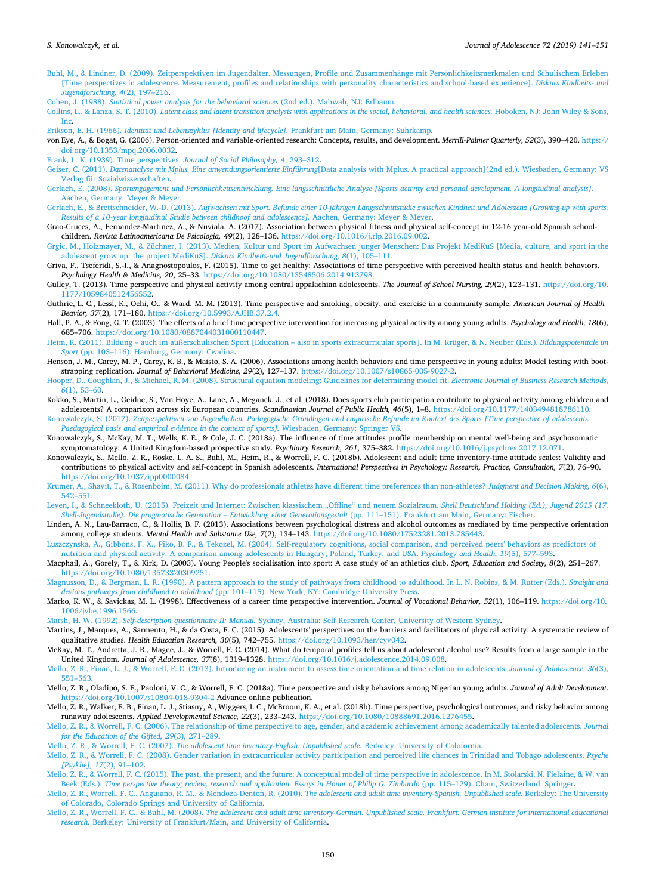Buhl, M., & Lindner, D. (2009). Zeitperspektiven im Jugendalter. Messungen, Profile und Zusammenhänge mit Persönlichkeitsmerkmalen und Schulischem Erleben [Time perspectives in adolescence. Measurement, profiles and relationships with personality characteristics and school-based experience]. *Diskurs Kindheits- und Jugendforschung, 4*(2), 197–216.

Cohen, J. (1988). *Statistical power analysis for the behavioral sciences* (2nd ed.). Mahwah, NJ: Erlbaum.

Collins, L., & Lanza, S. T. (2010). *Latent class and latent transition analysis with applications in the social, behavioral, and health sciences.* Hoboken, NJ: John Wiley & Sons, Inc.

Erikson, E. H. (1966). *Identität und Lebenszyklus [Identity and lifecycle].* Frankfurt am Main, Germany: Suhrkamp.

von Eye, A., & Bogat, G. (2006). Person-oriented and variable-oriented research: Concepts, results, and development. *Merrill-Palmer Quarterly, 52*(3), 390–420. https://doi.org/10.1353/mpq.2006.0032.

Frank, L. K. (1939). Time perspectives. *Journal of Social Philosophy, 4*, 293–312.

Geiser, C. (2011). *Datenanalyse mit Mplus. Eine anwendungsorientierte Einführung*[Data analysis with Mplus. A practical approach](2nd ed.). Wiesbaden, Germany: VS Verlag für Sozialwissenschaften.

Gerlach, E. (2008). *Sportengagement und Persönlichkeitsentwicklung. Eine längsschnittliche Analyse [Sports activity and personal development. A longitudinal analysis].* Aachen, Germany: Meyer & Meyer.

Gerlach, E., & Brettschneider, W.-D. (2013). *Aufwachsen mit Sport. Befunde einer 10-jährigen Längsschnittstudie zwischen Kindheit und Adoleszenz [Growing-up with sports. Results of a 10-year longitudinal Studie between childhoof and adolescence].* Aachen, Germany: Meyer & Meyer.

Grao-Cruces, A., Fernandez-Martinez, A., & Nuviala, A. (2017). Association between physical fitness and physical self-concept in 12-16 year-old Spanish schoolchildren. *Revista Latinoamericana De Psicologia, 49*(2), 128–136. https://doi.org/10.1016/j.rlp.2016.09.002.

Grgic, M., Holzmayer, M., & Züchner, I. (2013). Medien, Kultur und Sport im Aufwachsen junger Menschen: Das Projekt MediKuS [Media, culture, and sport in the adolescent grow up: the project MediKuS]. *Diskurs Kindheits-und Jugendforschung, 8*(1), 105–111.

Griva, F., Tseferidi, S.-I., & Anagnostopoulos, F. (2015). Time to get healthy: Associations of time perspective with perceived health status and health behaviors. *Psychology & Medicine, 20*, 25–33. https://doi.org/10.1080/13548506.2014.913798.

Gulley, T. (2013). Time perspective and physical activity among central appalachian adolescents. *The Journal of School Nursing, 29*(2), 123–131. https://doi.org/10.1177/1059840512456552.

Guthrie, L. C., Lessl, K., Ochi, O., & Ward, M. M. (2013). Time perspective and smoking, obesity, and exercise in a community sample. *American Journal of Health Beavior, 37*(2), 171–180. https://doi.org/10.5993/AJHB.37.2.4.

Hall, P. A., & Fong, G. T. (2003). The effects of a brief time perspective intervention for increasing physical activity among young adults. *Psychology and Health, 18*(6), 685–706. https://doi.org/10.1080/0887044031000110447.

Heim, R. (2011). Bildung – auch im außerschulischen Sport [Education – also in sports extracurricular sports]. In M. Krüger, & N. Neuber (Eds.). *Bildungspotentiale im Sport* (pp. 103–116). Hamburg, Germany: Cwalina.

Henson, J. M., Carey, M. P., Carey, K. B., & Maisto, S. A. (2006). Associations among health behaviors and time perspective in young adults: Model testing with boot-strapping replication. *Journal of Behavioral Medicine, 29*(2), 127–137. https://doi.org/10.1007/s10865-005-9027-2.

Hooper, D., Coughlan, J., & Michael, R. M. (2008). Structural equation modeling: Guidelines for determining model fit. *Electronic Journal of Business Research Methods, 6*(1), 53–60.

Kokko, S., Martin, L., Geidne, S., Van Hoye, A., Lane, A., Meganck, J., et al. (2018). Does sports club participation contribute to physical activity among children and adolescents? A comparixon across six European countries. *Scandinavian Journal of Public Health, 46*(5), 1–8. https://doi.org/10.1177/1403494818786110.

Konowalczyk, S. (2017). *Zeitperspektiven von Jugendlichen. Pädagogische Grundlagen und empirische Befunde im Kontext des Sports [Time perspective of adolescents. Paedagogical basis and empirical evidence in the context of sports].* Wiesbaden, Germany: Springer VS.

Konowalczyk, S., McKay, M. T., Wells, K. E., & Cole, J. C. (2018a). The influence of time attitudes profile membership on mental well-being and psychosomatic symptomatology: A United Kingdom-based prospective study. *Psychiatry Research, 261*, 375–382. https://doi.org/10.1016/j.psychres.2017.12.071.

Konowalczyk, S., Mello, Z. R., Röske, L. A. S., Buhl, M., Heim, R., & Worrell, F. C. (2018b). Adolescent and adult time inventory-time attitude scales: Validity and contributions to physical activity and self-concept in Spanish adolescents. *International Perspectives in Psychology: Research, Practice, Consultation, 7*(2), 76–90. https://doi.org/10.1037/ipp0000084.

Krumer, A., Shavit, T., & Rosenboim, M. (2011). Why do professionals athletes have different time preferences than non-athletes? *Judgment and Decision Making, 6*(6), 542–551.

Leven, I., & Schneekloth, U. (2015). Freizeit und Internet: Zwischen klassischem „Offline" und neuem Sozialraum. *Shell Deutschland Holding (Ed.), Jugend 2015 (17. Shell-Jugendstudie). Die pragmatische Generation – Entwicklung einer Generationsgestalt* (pp. 111–151). Frankfurt am Main, Germany: Fischer.

Linden, A. N., Lau-Barraco, C., & Hollis, B. F. (2013). Associations between psychological distress and alcohol outcomes as mediated by time perspective orientation among college students. *Mental Health and Substance Use, 7*(2), 134–143. https://doi.org/10.1080/17523281.2013.785443.

Luszczynska, A., Gibbons, F. X., Piko, B. F., & Tekozel, M. (2004). Self-regulatory cognitions, social comparison, and perceived peers' behaviors as predictors of nutrition and physical activity: A comparison among adolescents in Hungary, Poland, Turkey, and USA. *Psychology and Health, 19*(5), 577–593.

Macphail, A., Gorely, T., & Kirk, D. (2003). Young People's socialisation into sport: A case study of an athletics club. *Sport, Education and Society, 8*(2), 251–267. https://doi.org/10.1080/13573320309251.

Magnusson, D., & Bergman, L. R. (1990). A pattern approach to the study of pathways from childhood to adulthood. In L. N. Robins, & M. Rutter (Eds.). *Straight and devious pathways from childhood to adulthood* (pp. 101–115). New York, NY: Cambridge University Press.

Marko, K. W., & Savickas, M. L. (1998). Effectiveness of a career time perspective intervention. *Journal of Vocational Behavior, 52*(1), 106–119. https://doi.org/10.1006/jvbe.1996.1566.

Marsh, H. W. (1992). *Self-description questionnaire II: Manual.* Sydney, Australia: Self Research Center, University of Western Sydney.

Martins, J., Marques, A., Sarmento, H., & da Costa, F. C. (2015). Adolescents' perspectives on the barriers and facilitators of physical activity: A systematic review of qualitative studies. *Health Education Research, 30*(5), 742–755. https://doi.org/10.1093/her/cyv042.

McKay, M. T., Andretta, J. R., Magee, J., & Worrell, F. C. (2014). What do temporal profiles tell us about adolescent alcohol use? Results from a large sample in the United Kingdom. *Journal of Adolescence, 37*(8), 1319–1328. https://doi.org/10.1016/j.adolescence.2014.09.008.

Mello, Z. R., Finan, L. J., & Worrell, F. C. (2013). Introducing an instrument to assess time orientation and time relation in adolescents. *Journal of Adolescence, 36*(3), 551–563.

Mello, Z. R., Oladipo, S. E., Paoloni, V. C., & Worrell, F. C. (2018a). Time perspective and risky behaviors among Nigerian young adults. *Journal of Adult Development.* https://doi.org/10.1007/s10804-018-9304-2 Advance online publication.

Mello, Z. R., Walker, E. B., Finan, L. J., Stiasny, A., Wiggers, I. C., McBroom, K. A., et al. (2018b). Time perspective, psychological outcomes, and risky behavior among runaway adolescents. *Applied Developmental Science, 22*(3), 233–243. https://doi.org/10.1080/10888691.2016.1276455.

Mello, Z. R., & Worrell, F. C. (2006). The relationship of time perspective to age, gender, and academic achievement among academically talented adolescents. *Journal for the Education of the Gifted, 29*(3), 271–289.

Mello, Z. R., & Worrell, F. C. (2007). *The adolescent time inventory-English. Unpublished scale.* Berkeley: University of Calofornia.

Mello, Z. R., & Worrell, F. C. (2008). Gender variation in extracurricular activity participation and perceived life chances in Trinidad and Tobago adolescents. *Psyche [Psykhe], 17*(2), 91–102.

Mello, Z. R., & Worrell, F. C. (2015). The past, the present, and the future: A conceptual model of time perspective in adolescence. In M. Stolarski, N. Fielaine, & W. van Beek (Eds.). *Time perspective theory; review, research and application. Essays in Honor of Philip G. Zimbardo* (pp. 115–129). Cham, Switzerland: Springer.

Mello, Z. R., Worrell, F. C., Anguiano, R. M., & Mendoza-Denton, R. (2010). *The adolescent and adult time inventory-Spanish. Unpublished scale.* Berkeley: The University of Colorado, Colorado Springs and University of California.

Mello, Z. R., Worrell, F. C., & Buhl, M. (2008). *The adolescent and adult time inventory-German. Unpublished scale. Frankfurt: German institute for international educational research.* Berkeley: University of Frankfurt/Main, and University of California.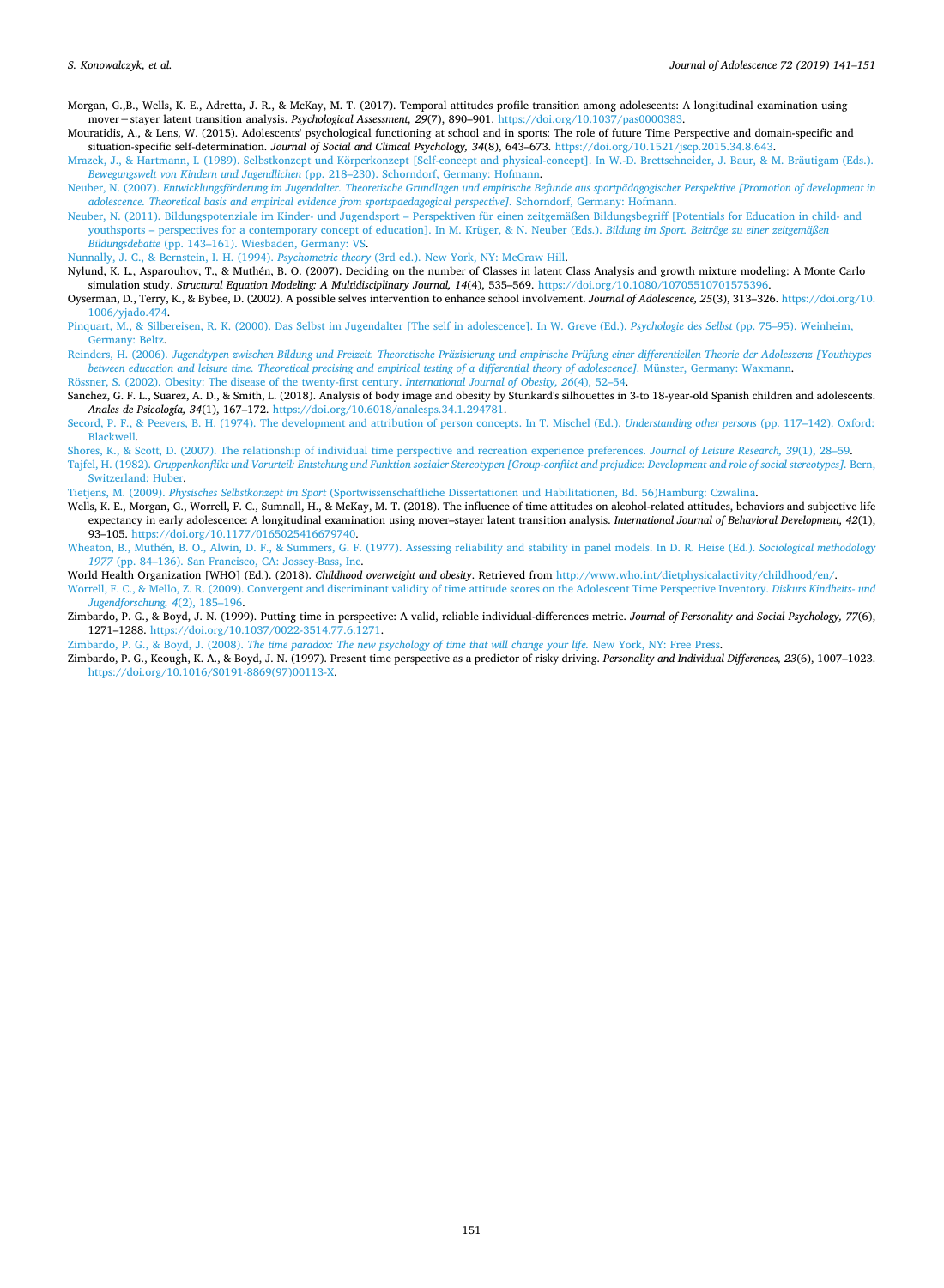Morgan, G.,B., Wells, K. E., Adretta, J. R., & McKay, M. T. (2017). Temporal attitudes profile transition among adolescents: A longitudinal examination using mover – stayer latent transition analysis. *Psychological Assessment, 29*(7), 890–901. https://doi.org/10.1037/pas0000383.

Mouratidis, A., & Lens, W. (2015). Adolescents' psychological functioning at school and in sports: The role of future Time Perspective and domain-specific and situation-specific self-determination. *Journal of Social and Clinical Psychology, 34*(8), 643–673. https://doi.org/10.1521/jscp.2015.34.8.643.

Mrazek, J., & Hartmann, I. (1989). Selbstkonzept und Körperkonzept [Self-concept and physical-concept]. In W.-D. Brettschneider, J. Baur, & M. Bräutigam (Eds.). *Bewegungswelt von Kindern und Jugendlichen* (pp. 218–230). Schorndorf, Germany: Hofmann.

Neuber, N. (2007). *Entwicklungsförderung im Jugendalter. Theoretische Grundlagen und empirische Befunde aus sportpädagogischer Perspektive [Promotion of development in adolescence. Theoretical basis and empirical evidence from sportspaedagogical perspective].* Schorndorf, Germany: Hofmann.

Neuber, N. (2011). Bildungspotenziale im Kinder- und Jugendsport – Perspektiven für einen zeitgemäßen Bildungsbegriff [Potentials for Education in child- and youthsports – perspectives for a contemporary concept of education]. In M. Krüger, & N. Neuber (Eds.). *Bildung im Sport. Beiträge zu einer zeitgemäßen Bildungsdebatte* (pp. 143–161). Wiesbaden, Germany: VS.

Nunnally, J. C., & Bernstein, I. H. (1994). *Psychometric theory* (3rd ed.). New York, NY: McGraw Hill.

Nylund, K. L., Asparouhov, T., & Muthén, B. O. (2007). Deciding on the number of Classes in latent Class Analysis and growth mixture modeling: A Monte Carlo simulation study. *Structural Equation Modeling: A Multidisciplinary Journal, 14*(4), 535–569. https://doi.org/10.1080/10705510701575396.

Oyserman, D., Terry, K., & Bybee, D. (2002). A possible selves intervention to enhance school involvement. *Journal of Adolescence, 25*(3), 313–326. https://doi.org/10.1006/yjado.474.

Pinquart, M., & Silbereisen, R. K. (2000). Das Selbst im Jugendalter [The self in adolescence]. In W. Greve (Ed.). *Psychologie des Selbst* (pp. 75–95). Weinheim, Germany: Beltz.

Reinders, H. (2006). *Jugendtypen zwischen Bildung und Freizeit. Theoretische Präzisierung und empirische Prüfung einer differentiellen Theorie der Adoleszenz [Youthtypes between education and leisure time. Theoretical precising and empirical testing of a differential theory of adolescence].* Münster, Germany: Waxmann.

Rössner, S. (2002). Obesity: The disease of the twenty-first century. *International Journal of Obesity, 26*(4), 52–54.

Sanchez, G. F. L., Suarez, A. D., & Smith, L. (2018). Analysis of body image and obesity by Stunkard's silhouettes in 3-to 18-year-old Spanish children and adolescents. *Anales de Psicología, 34*(1), 167–172. https://doi.org/10.6018/analesps.34.1.294781.

Secord, P. F., & Peevers, B. H. (1974). The development and attribution of person concepts. In T. Mischel (Ed.). *Understanding other persons* (pp. 117–142). Oxford: Blackwell.

Shores, K., & Scott, D. (2007). The relationship of individual time perspective and recreation experience preferences. *Journal of Leisure Research, 39*(1), 28–59.

Tajfel, H. (1982). *Gruppenkonflikt und Vorurteil: Entstehung und Funktion sozialer Stereotypen [Group-conflict and prejudice: Development and role of social stereotypes].* Bern, Switzerland: Huber.

Tietjens, M. (2009). *Physisches Selbstkonzept im Sport* (Sportwissenschaftliche Dissertationen und Habilitationen, Bd. 56)Hamburg: Czwalina.

Wells, K. E., Morgan, G., Worrell, F. C., Sumnall, H., & McKay, M. T. (2018). The influence of time attitudes on alcohol-related attitudes, behaviors and subjective life expectancy in early adolescence: A longitudinal examination using mover–stayer latent transition analysis. *International Journal of Behavioral Development, 42*(1), 93–105. https://doi.org/10.1177/0165025416679740.

Wheaton, B., Muthén, B. O., Alwin, D. F., & Summers, G. F. (1977). Assessing reliability and stability in panel models. In D. R. Heise (Ed.). *Sociological methodology 1977* (pp. 84–136). San Francisco, CA: Jossey-Bass, Inc.

World Health Organization [WHO] (Ed.). (2018). *Childhood overweight and obesity*. Retrieved from http://www.who.int/dietphysicalactivity/childhood/en/.

Worrell, F. C., & Mello, Z. R. (2009). Convergent and discriminant validity of time attitude scores on the Adolescent Time Perspective Inventory. *Diskurs Kindheits- und Jugendforschung, 4*(2), 185–196.

Zimbardo, P. G., & Boyd, J. N. (1999). Putting time in perspective: A valid, reliable individual-differences metric. *Journal of Personality and Social Psychology, 77*(6), 1271–1288. https://doi.org/10.1037/0022-3514.77.6.1271.

Zimbardo, P. G., & Boyd, J. (2008). *The time paradox: The new psychology of time that will change your life.* New York, NY: Free Press.

Zimbardo, P. G., Keough, K. A., & Boyd, J. N. (1997). Present time perspective as a predictor of risky driving. *Personality and Individual Differences, 23*(6), 1007–1023. https://doi.org/10.1016/S0191-8869(97)00113-X.